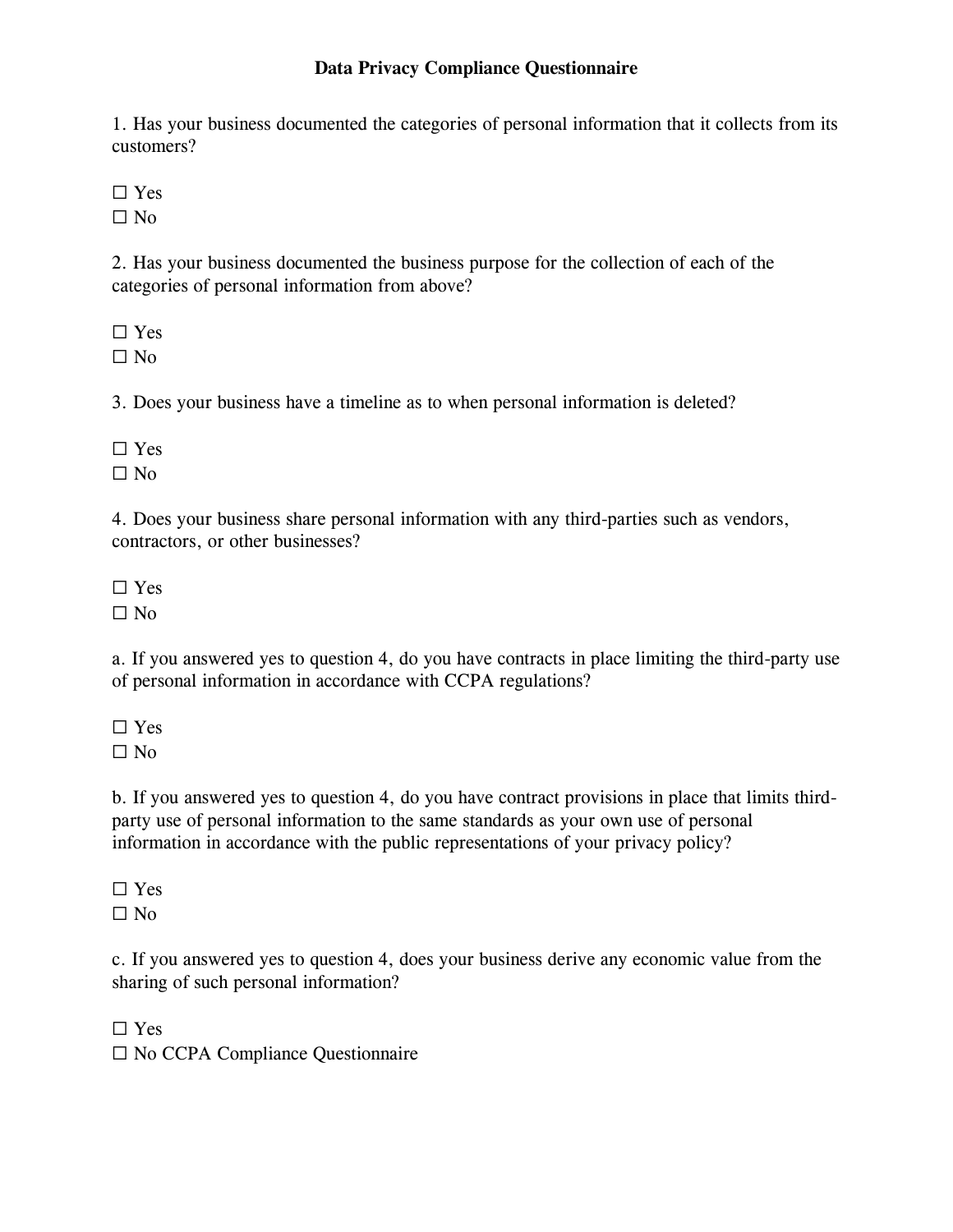# Data Privacy Compliance Questionnaire

1. Has your business documented the categories of personal information that it collects from its customers?

☐ Yes
☐ No

2. Has your business documented the business purpose for the collection of each of the categories of personal information from above?

☐ Yes
☐ No

3. Does your business have a timeline as to when personal information is deleted?

☐ Yes
☐ No

4. Does your business share personal information with any third-parties such as vendors, contractors, or other businesses?

☐ Yes
☐ No

a. If you answered yes to question 4, do you have contracts in place limiting the third-party use of personal information in accordance with CCPA regulations?

☐ Yes
☐ No

b. If you answered yes to question 4, do you have contract provisions in place that limits third-party use of personal information to the same standards as your own use of personal information in accordance with the public representations of your privacy policy?

☐ Yes
☐ No

c. If you answered yes to question 4, does your business derive any economic value from the sharing of such personal information?

☐ Yes
☐ No CCPA Compliance Questionnaire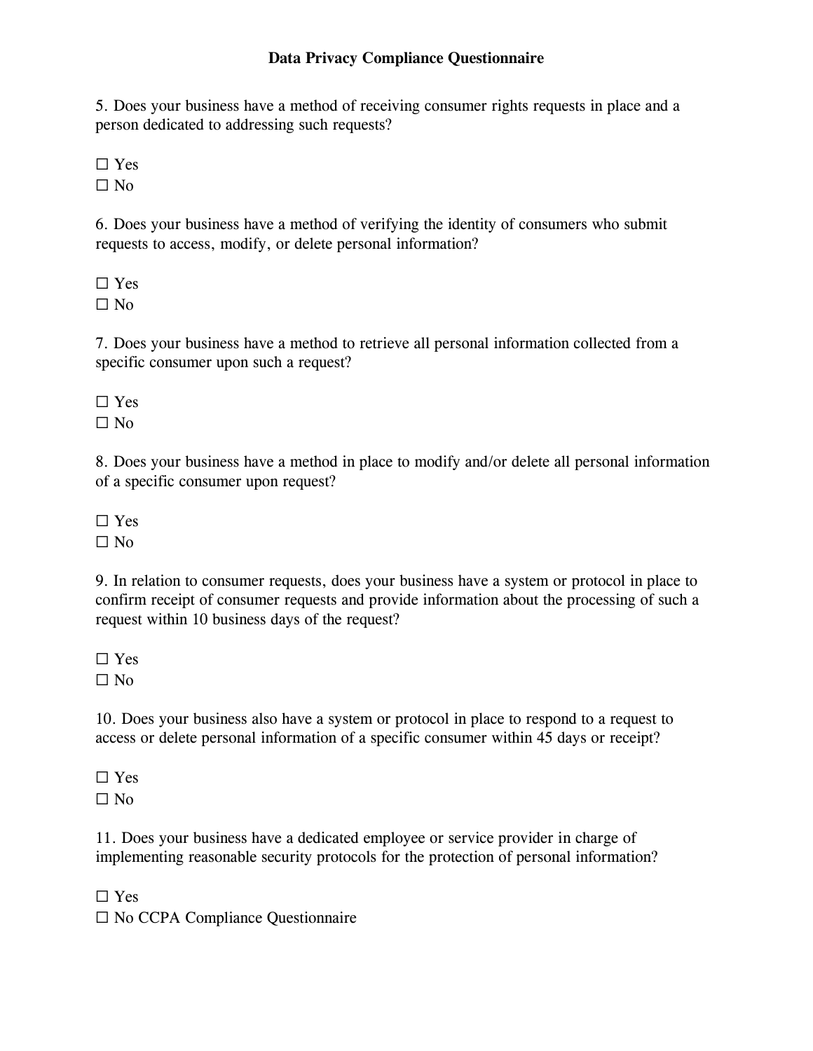# Data Privacy Compliance Questionnaire

5. Does your business have a method of receiving consumer rights requests in place and a person dedicated to addressing such requests?

☐ Yes
☐ No

6. Does your business have a method of verifying the identity of consumers who submit requests to access, modify, or delete personal information?

☐ Yes
☐ No

7. Does your business have a method to retrieve all personal information collected from a specific consumer upon such a request?

☐ Yes
☐ No

8. Does your business have a method in place to modify and/or delete all personal information of a specific consumer upon request?

☐ Yes
☐ No

9. In relation to consumer requests, does your business have a system or protocol in place to confirm receipt of consumer requests and provide information about the processing of such a request within 10 business days of the request?

☐ Yes
☐ No

10. Does your business also have a system or protocol in place to respond to a request to access or delete personal information of a specific consumer within 45 days or receipt?

☐ Yes
☐ No

11. Does your business have a dedicated employee or service provider in charge of implementing reasonable security protocols for the protection of personal information?

☐ Yes
☐ No CCPA Compliance Questionnaire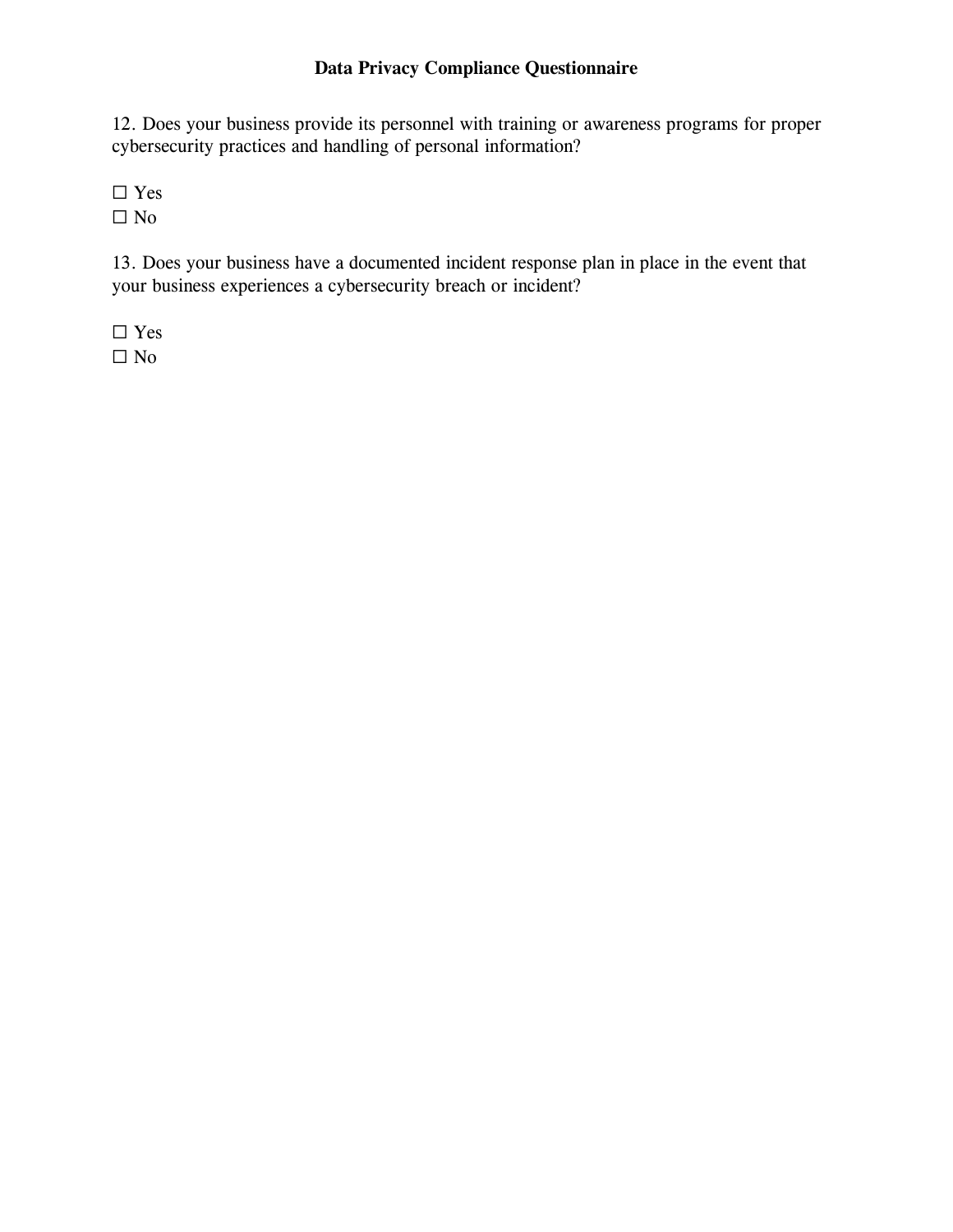**Data Privacy Compliance Questionnaire**

12. Does your business provide its personnel with training or awareness programs for proper cybersecurity practices and handling of personal information?

☐ Yes
☐ No

13. Does your business have a documented incident response plan in place in the event that your business experiences a cybersecurity breach or incident?

☐ Yes
☐ No